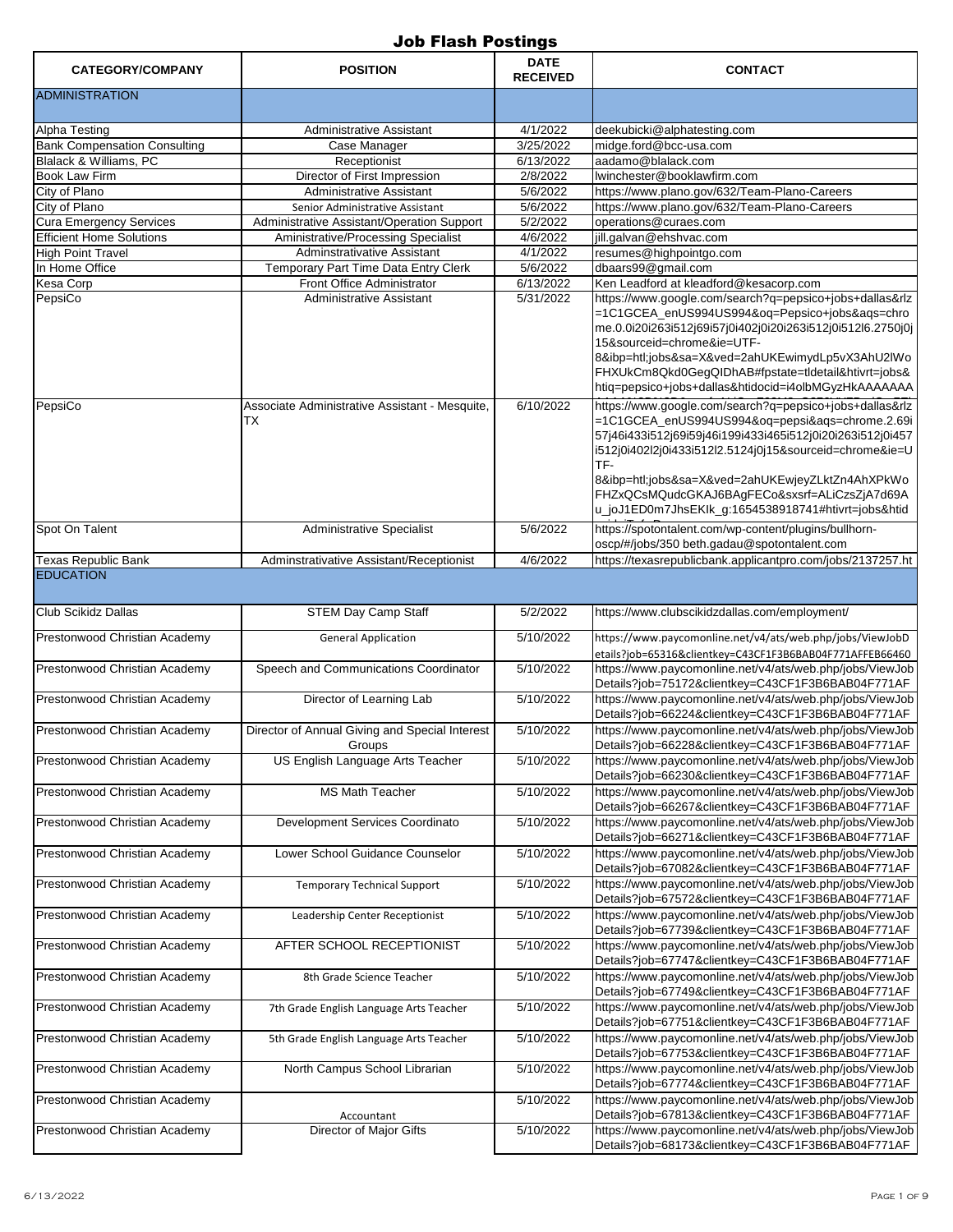# Job Flash Postings

| CATEGORY/COMPANY | POSITION | DATE RECEIVED | CONTACT |
|---|---|---|---|
| ADMINISTRATION | | | |
| Alpha Testing | Administrative Assistant | 4/1/2022 | deekubicki@alphatesting.com |
| Bank Compensation Consulting | Case Manager | 3/25/2022 | midge.ford@bcc-usa.com |
| Blalack & Williams, PC | Receptionist | 6/13/2022 | aadamo@blalack.com |
| Book Law Firm | Director of First Impression | 2/8/2022 | lwinchester@booklawfirm.com |
| City of Plano | Administrative Assistant | 5/6/2022 | https://www.plano.gov/632/Team-Plano-Careers |
| City of Plano | Senior Administrative Assistant | 5/6/2022 | https://www.plano.gov/632/Team-Plano-Careers |
| Cura Emergency Services | Administrative Assistant/Operation Support | 5/2/2022 | operations@curaes.com |
| Efficient Home Solutions | Aministrative/Processing Specialist | 4/6/2022 | jill.galvan@ehshvac.com |
| High Point Travel | Adminstrativative Assistant | 4/1/2022 | resumes@highpointgo.com |
| In Home Office | Temporary Part Time Data Entry Clerk | 5/6/2022 | dbaars99@gmail.com |
| Kesa Corp | Front Office Administrator | 6/13/2022 | Ken Leadford at kleadford@kesacorp.com |
| PepsiCo | Administrative Assistant | 5/31/2022 | https://www.google.com/search?q=pepsico+jobs+dallas&rlz=1C1GCEA_enUS994US994&oq=Pepsico+jobs&aqs=chrome.0.0i20i263i512j69i57j0i402j0i20i263i512j0i512l6.2750j0j15&sourceid=chrome&ie=UTF-8&ibp=htl;jobs&sa=X&ved=2ahUKEwimydLp5vX3AhU2lWoFHXUkCm8Qkd0GegQIDhAB#fpstate=tldetail&htivrt=jobs&htiq=pepsico+jobs+dallas&htidocid=i4olbMGyzHkAAAAAA |
| PepsiCo | Associate Administrative Assistant - Mesquite, TX | 6/10/2022 | https://www.google.com/search?q=pepsico+jobs+dallas&rlz=1C1GCEA_enUS994US994&oq=pepsi&aqs=chrome.2.69i57j46i433i512j69i59j46i199i433i465i512j0i20i263i512j0i457i512j0i402l2j0i433i512l2.5124j0j15&sourceid=chrome&ie=UTF-8&ibp=htl;jobs&sa=X&ved=2ahUKEwjeyZLktZn4AhXPkWoFHZxQCsMQudcGKAJ6BAgFECo&sxsrf=ALiCzsZjA7d69Au_joJ1ED0m7JhsEKIk_g:1654538918741#htivrt=jobs&htid |
| Spot On Talent | Administrative Specialist | 5/6/2022 | https://spotontalent.com/wp-content/plugins/bullhorn-oscp/#/jobs/350 beth.gadau@spotontalent.com |
| Texas Republic Bank | Adminstrativative Assistant/Receptionist | 4/6/2022 | https://texasrepublicbank.applicantpro.com/jobs/2137257.ht |
| EDUCATION | | | |
| Club Scikidz Dallas | STEM Day Camp Staff | 5/2/2022 | https://www.clubscikidzdallas.com/employment/ |
| Prestonwood Christian Academy | General Application | 5/10/2022 | https://www.paycomonline.net/v4/ats/web.php/jobs/ViewJobDetails?job=65316&clientkey=C43CF1F3B6BAB04F771AFFEB66460 |
| Prestonwood Christian Academy | Speech and Communications Coordinator | 5/10/2022 | https://www.paycomonline.net/v4/ats/web.php/jobs/ViewJobDetails?job=75172&clientkey=C43CF1F3B6BAB04F771AF |
| Prestonwood Christian Academy | Director of Learning Lab | 5/10/2022 | https://www.paycomonline.net/v4/ats/web.php/jobs/ViewJobDetails?job=66224&clientkey=C43CF1F3B6BAB04F771AF |
| Prestonwood Christian Academy | Director of Annual Giving and Special Interest Groups | 5/10/2022 | https://www.paycomonline.net/v4/ats/web.php/jobs/ViewJobDetails?job=66228&clientkey=C43CF1F3B6BAB04F771AF |
| Prestonwood Christian Academy | US English Language Arts Teacher | 5/10/2022 | https://www.paycomonline.net/v4/ats/web.php/jobs/ViewJobDetails?job=66230&clientkey=C43CF1F3B6BAB04F771AF |
| Prestonwood Christian Academy | MS Math Teacher | 5/10/2022 | https://www.paycomonline.net/v4/ats/web.php/jobs/ViewJobDetails?job=66267&clientkey=C43CF1F3B6BAB04F771AF |
| Prestonwood Christian Academy | Development Services Coordinato | 5/10/2022 | https://www.paycomonline.net/v4/ats/web.php/jobs/ViewJobDetails?job=66271&clientkey=C43CF1F3B6BAB04F771AF |
| Prestonwood Christian Academy | Lower School Guidance Counselor | 5/10/2022 | https://www.paycomonline.net/v4/ats/web.php/jobs/ViewJobDetails?job=67082&clientkey=C43CF1F3B6BAB04F771AF |
| Prestonwood Christian Academy | Temporary Technical Support | 5/10/2022 | https://www.paycomonline.net/v4/ats/web.php/jobs/ViewJobDetails?job=67572&clientkey=C43CF1F3B6BAB04F771AF |
| Prestonwood Christian Academy | Leadership Center Receptionist | 5/10/2022 | https://www.paycomonline.net/v4/ats/web.php/jobs/ViewJobDetails?job=67739&clientkey=C43CF1F3B6BAB04F771AF |
| Prestonwood Christian Academy | AFTER SCHOOL RECEPTIONIST | 5/10/2022 | https://www.paycomonline.net/v4/ats/web.php/jobs/ViewJobDetails?job=67747&clientkey=C43CF1F3B6BAB04F771AF |
| Prestonwood Christian Academy | 8th Grade Science Teacher | 5/10/2022 | https://www.paycomonline.net/v4/ats/web.php/jobs/ViewJobDetails?job=67749&clientkey=C43CF1F3B6BAB04F771AF |
| Prestonwood Christian Academy | 7th Grade English Language Arts Teacher | 5/10/2022 | https://www.paycomonline.net/v4/ats/web.php/jobs/ViewJobDetails?job=67751&clientkey=C43CF1F3B6BAB04F771AF |
| Prestonwood Christian Academy | 5th Grade English Language Arts Teacher | 5/10/2022 | https://www.paycomonline.net/v4/ats/web.php/jobs/ViewJobDetails?job=67753&clientkey=C43CF1F3B6BAB04F771AF |
| Prestonwood Christian Academy | North Campus School Librarian | 5/10/2022 | https://www.paycomonline.net/v4/ats/web.php/jobs/ViewJobDetails?job=67774&clientkey=C43CF1F3B6BAB04F771AF |
| Prestonwood Christian Academy | Accountant | 5/10/2022 | https://www.paycomonline.net/v4/ats/web.php/jobs/ViewJobDetails?job=67813&clientkey=C43CF1F3B6BAB04F771AF |
| Prestonwood Christian Academy | Director of Major Gifts | 5/10/2022 | https://www.paycomonline.net/v4/ats/web.php/jobs/ViewJobDetails?job=68173&clientkey=C43CF1F3B6BAB04F771AF |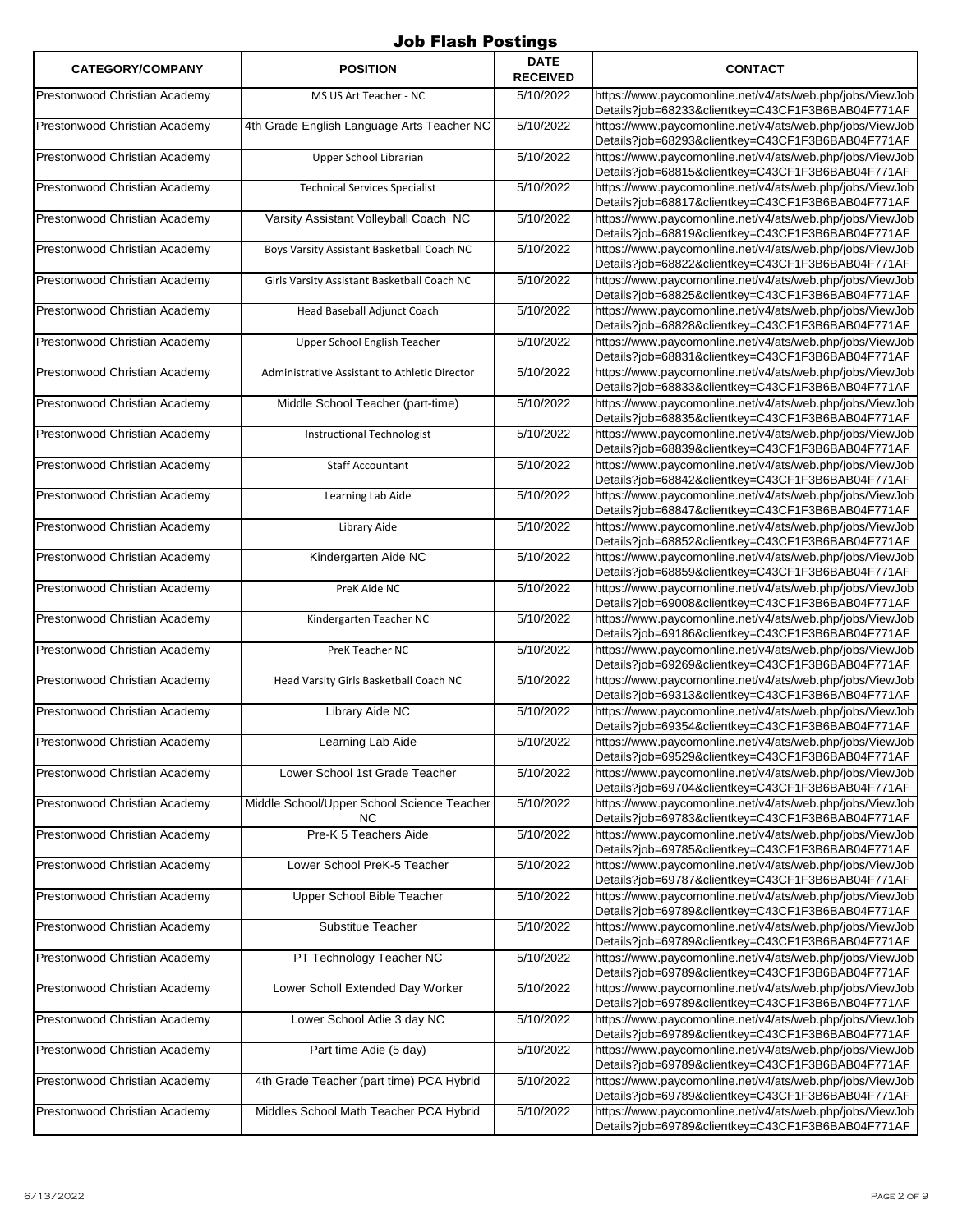# Job Flash Postings

| CATEGORY/COMPANY | POSITION | DATE RECEIVED | CONTACT |
|---|---|---|---|
| Prestonwood Christian Academy | MS US Art Teacher - NC | 5/10/2022 | https://www.paycomonline.net/v4/ats/web.php/jobs/ViewJobDetails?job=68233&clientkey=C43CF1F3B6BAB04F771AF |
| Prestonwood Christian Academy | 4th Grade English Language Arts Teacher NC | 5/10/2022 | https://www.paycomonline.net/v4/ats/web.php/jobs/ViewJobDetails?job=68293&clientkey=C43CF1F3B6BAB04F771AF |
| Prestonwood Christian Academy | Upper School Librarian | 5/10/2022 | https://www.paycomonline.net/v4/ats/web.php/jobs/ViewJobDetails?job=68815&clientkey=C43CF1F3B6BAB04F771AF |
| Prestonwood Christian Academy | Technical Services Specialist | 5/10/2022 | https://www.paycomonline.net/v4/ats/web.php/jobs/ViewJobDetails?job=68817&clientkey=C43CF1F3B6BAB04F771AF |
| Prestonwood Christian Academy | Varsity Assistant Volleyball Coach NC | 5/10/2022 | https://www.paycomonline.net/v4/ats/web.php/jobs/ViewJobDetails?job=68819&clientkey=C43CF1F3B6BAB04F771AF |
| Prestonwood Christian Academy | Boys Varsity Assistant Basketball Coach NC | 5/10/2022 | https://www.paycomonline.net/v4/ats/web.php/jobs/ViewJobDetails?job=68822&clientkey=C43CF1F3B6BAB04F771AF |
| Prestonwood Christian Academy | Girls Varsity Assistant Basketball Coach NC | 5/10/2022 | https://www.paycomonline.net/v4/ats/web.php/jobs/ViewJobDetails?job=68825&clientkey=C43CF1F3B6BAB04F771AF |
| Prestonwood Christian Academy | Head Baseball Adjunct Coach | 5/10/2022 | https://www.paycomonline.net/v4/ats/web.php/jobs/ViewJobDetails?job=68828&clientkey=C43CF1F3B6BAB04F771AF |
| Prestonwood Christian Academy | Upper School English Teacher | 5/10/2022 | https://www.paycomonline.net/v4/ats/web.php/jobs/ViewJobDetails?job=68831&clientkey=C43CF1F3B6BAB04F771AF |
| Prestonwood Christian Academy | Administrative Assistant to Athletic Director | 5/10/2022 | https://www.paycomonline.net/v4/ats/web.php/jobs/ViewJobDetails?job=68833&clientkey=C43CF1F3B6BAB04F771AF |
| Prestonwood Christian Academy | Middle School Teacher (part-time) | 5/10/2022 | https://www.paycomonline.net/v4/ats/web.php/jobs/ViewJobDetails?job=68835&clientkey=C43CF1F3B6BAB04F771AF |
| Prestonwood Christian Academy | Instructional Technologist | 5/10/2022 | https://www.paycomonline.net/v4/ats/web.php/jobs/ViewJobDetails?job=68839&clientkey=C43CF1F3B6BAB04F771AF |
| Prestonwood Christian Academy | Staff Accountant | 5/10/2022 | https://www.paycomonline.net/v4/ats/web.php/jobs/ViewJobDetails?job=68842&clientkey=C43CF1F3B6BAB04F771AF |
| Prestonwood Christian Academy | Learning Lab Aide | 5/10/2022 | https://www.paycomonline.net/v4/ats/web.php/jobs/ViewJobDetails?job=68847&clientkey=C43CF1F3B6BAB04F771AF |
| Prestonwood Christian Academy | Library Aide | 5/10/2022 | https://www.paycomonline.net/v4/ats/web.php/jobs/ViewJobDetails?job=68852&clientkey=C43CF1F3B6BAB04F771AF |
| Prestonwood Christian Academy | Kindergarten Aide NC | 5/10/2022 | https://www.paycomonline.net/v4/ats/web.php/jobs/ViewJobDetails?job=68859&clientkey=C43CF1F3B6BAB04F771AF |
| Prestonwood Christian Academy | PreK Aide NC | 5/10/2022 | https://www.paycomonline.net/v4/ats/web.php/jobs/ViewJobDetails?job=69008&clientkey=C43CF1F3B6BAB04F771AF |
| Prestonwood Christian Academy | Kindergarten Teacher NC | 5/10/2022 | https://www.paycomonline.net/v4/ats/web.php/jobs/ViewJobDetails?job=69186&clientkey=C43CF1F3B6BAB04F771AF |
| Prestonwood Christian Academy | PreK Teacher NC | 5/10/2022 | https://www.paycomonline.net/v4/ats/web.php/jobs/ViewJobDetails?job=69269&clientkey=C43CF1F3B6BAB04F771AF |
| Prestonwood Christian Academy | Head Varsity Girls Basketball Coach NC | 5/10/2022 | https://www.paycomonline.net/v4/ats/web.php/jobs/ViewJobDetails?job=69313&clientkey=C43CF1F3B6BAB04F771AF |
| Prestonwood Christian Academy | Library Aide NC | 5/10/2022 | https://www.paycomonline.net/v4/ats/web.php/jobs/ViewJobDetails?job=69354&clientkey=C43CF1F3B6BAB04F771AF |
| Prestonwood Christian Academy | Learning Lab Aide | 5/10/2022 | https://www.paycomonline.net/v4/ats/web.php/jobs/ViewJobDetails?job=69529&clientkey=C43CF1F3B6BAB04F771AF |
| Prestonwood Christian Academy | Lower School 1st Grade Teacher | 5/10/2022 | https://www.paycomonline.net/v4/ats/web.php/jobs/ViewJobDetails?job=69704&clientkey=C43CF1F3B6BAB04F771AF |
| Prestonwood Christian Academy | Middle School/Upper School Science Teacher NC | 5/10/2022 | https://www.paycomonline.net/v4/ats/web.php/jobs/ViewJobDetails?job=69783&clientkey=C43CF1F3B6BAB04F771AF |
| Prestonwood Christian Academy | Pre-K 5 Teachers Aide | 5/10/2022 | https://www.paycomonline.net/v4/ats/web.php/jobs/ViewJobDetails?job=69785&clientkey=C43CF1F3B6BAB04F771AF |
| Prestonwood Christian Academy | Lower School PreK-5 Teacher | 5/10/2022 | https://www.paycomonline.net/v4/ats/web.php/jobs/ViewJobDetails?job=69787&clientkey=C43CF1F3B6BAB04F771AF |
| Prestonwood Christian Academy | Upper School Bible Teacher | 5/10/2022 | https://www.paycomonline.net/v4/ats/web.php/jobs/ViewJobDetails?job=69789&clientkey=C43CF1F3B6BAB04F771AF |
| Prestonwood Christian Academy | Substitue Teacher | 5/10/2022 | https://www.paycomonline.net/v4/ats/web.php/jobs/ViewJobDetails?job=69789&clientkey=C43CF1F3B6BAB04F771AF |
| Prestonwood Christian Academy | PT Technology Teacher NC | 5/10/2022 | https://www.paycomonline.net/v4/ats/web.php/jobs/ViewJobDetails?job=69789&clientkey=C43CF1F3B6BAB04F771AF |
| Prestonwood Christian Academy | Lower Scholl Extended Day Worker | 5/10/2022 | https://www.paycomonline.net/v4/ats/web.php/jobs/ViewJobDetails?job=69789&clientkey=C43CF1F3B6BAB04F771AF |
| Prestonwood Christian Academy | Lower School Adie 3 day NC | 5/10/2022 | https://www.paycomonline.net/v4/ats/web.php/jobs/ViewJobDetails?job=69789&clientkey=C43CF1F3B6BAB04F771AF |
| Prestonwood Christian Academy | Part time Adie (5 day) | 5/10/2022 | https://www.paycomonline.net/v4/ats/web.php/jobs/ViewJobDetails?job=69789&clientkey=C43CF1F3B6BAB04F771AF |
| Prestonwood Christian Academy | 4th Grade Teacher (part time) PCA Hybrid | 5/10/2022 | https://www.paycomonline.net/v4/ats/web.php/jobs/ViewJobDetails?job=69789&clientkey=C43CF1F3B6BAB04F771AF |
| Prestonwood Christian Academy | Middles School Math Teacher PCA Hybrid | 5/10/2022 | https://www.paycomonline.net/v4/ats/web.php/jobs/ViewJobDetails?job=69789&clientkey=C43CF1F3B6BAB04F771AF |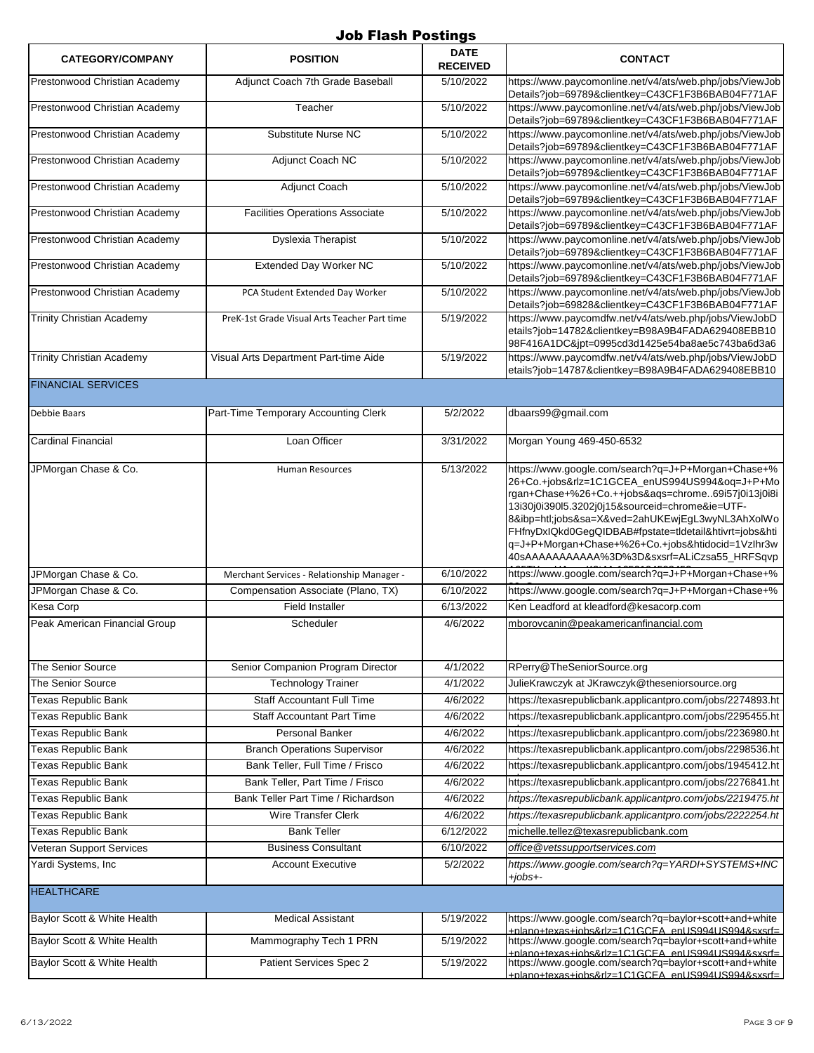# Job Flash Postings

| CATEGORY/COMPANY | POSITION | DATE RECEIVED | CONTACT |
|---|---|---|---|
| Prestonwood Christian Academy | Adjunct Coach 7th Grade Baseball | 5/10/2022 | https://www.paycomonline.net/v4/ats/web.php/jobs/ViewJobDetails?job=69789&clientkey=C43CF1F3B6BAB04F771AF |
| Prestonwood Christian Academy | Teacher | 5/10/2022 | https://www.paycomonline.net/v4/ats/web.php/jobs/ViewJobDetails?job=69789&clientkey=C43CF1F3B6BAB04F771AF |
| Prestonwood Christian Academy | Substitute Nurse NC | 5/10/2022 | https://www.paycomonline.net/v4/ats/web.php/jobs/ViewJobDetails?job=69789&clientkey=C43CF1F3B6BAB04F771AF |
| Prestonwood Christian Academy | Adjunct Coach NC | 5/10/2022 | https://www.paycomonline.net/v4/ats/web.php/jobs/ViewJobDetails?job=69789&clientkey=C43CF1F3B6BAB04F771AF |
| Prestonwood Christian Academy | Adjunct Coach | 5/10/2022 | https://www.paycomonline.net/v4/ats/web.php/jobs/ViewJobDetails?job=69789&clientkey=C43CF1F3B6BAB04F771AF |
| Prestonwood Christian Academy | Facilities Operations Associate | 5/10/2022 | https://www.paycomonline.net/v4/ats/web.php/jobs/ViewJobDetails?job=69789&clientkey=C43CF1F3B6BAB04F771AF |
| Prestonwood Christian Academy | Dyslexia Therapist | 5/10/2022 | https://www.paycomonline.net/v4/ats/web.php/jobs/ViewJobDetails?job=69789&clientkey=C43CF1F3B6BAB04F771AF |
| Prestonwood Christian Academy | Extended Day Worker NC | 5/10/2022 | https://www.paycomonline.net/v4/ats/web.php/jobs/ViewJobDetails?job=69789&clientkey=C43CF1F3B6BAB04F771AF |
| Prestonwood Christian Academy | PCA Student Extended Day Worker | 5/10/2022 | https://www.paycomonline.net/v4/ats/web.php/jobs/ViewJobDetails?job=69828&clientkey=C43CF1F3B6BAB04F771AF |
| Trinity Christian Academy | PreK-1st Grade Visual Arts Teacher Part time | 5/19/2022 | https://www.paycomdfw.net/v4/ats/web.php/jobs/ViewJobDetails?job=14782&clientkey=B98A9B4FADA629408EBB1098F416A1DC&jpt=0995cd3d1425e54ba8ae5c743ba6d3a6 |
| Trinity Christian Academy | Visual Arts Department Part-time Aide | 5/19/2022 | https://www.paycomdfw.net/v4/ats/web.php/jobs/ViewJobDetails?job=14787&clientkey=B98A9B4FADA629408EBB10 |
| **FINANCIAL SERVICES** | | | |
| Debbie Baars | Part-Time Temporary Accounting Clerk | 5/2/2022 | dbaars99@gmail.com |
| Cardinal Financial | Loan Officer | 3/31/2022 | Morgan Young 469-450-6532 |
| JPMorgan Chase & Co. | Human Resources | 5/13/2022 | https://www.google.com/search?q=J+P+Morgan+Chase+%26+Co.+jobs&rlz=1C1GCEA_enUS994US994&oq=J+P+Morgan+Chase+%26+Co.++jobs&aqs=chrome..69i57j0i13j0i8i13i30j0i390l5.3202j0j15&sourceid=chrome&ie=UTF-8&ibp=htl;jobs&sa=X&ved=2ahUKEwjEgL3wyNL3AhXolWoFHfnyDxIQkd0GegQIDBAB#fpstate=tldetail&htivrt=jobs&htiq=J+P+Morgan+Chase+%26+Co.+jobs&htidocid=1VzIhr3w40sAAAAAAAAAAA%3D%3D&sxsrf=ALiCzsa55_HRFSqvp |
| JPMorgan Chase & Co. | Merchant Services - Relationship Manager - | 6/10/2022 | https://www.google.com/search?q=J+P+Morgan+Chase+% |
| JPMorgan Chase & Co. | Compensation Associate (Plano, TX) | 6/10/2022 | https://www.google.com/search?q=J+P+Morgan+Chase+% |
| Kesa Corp | Field Installer | 6/13/2022 | Ken Leadford at kleadford@kesacorp.com |
| Peak American Financial Group | Scheduler | 4/6/2022 | mborovcanin@peakamericanfinancial.com |
| The Senior Source | Senior Companion Program Director | 4/1/2022 | RPerry@TheSeniorSource.org |
| The Senior Source | Technology Trainer | 4/1/2022 | JulieKrawczyk at JKrawczyk@theseniorsource.org |
| Texas Republic Bank | Staff Accountant Full Time | 4/6/2022 | https://texasrepublicbank.applicantpro.com/jobs/2274893.ht |
| Texas Republic Bank | Staff Accountant Part Time | 4/6/2022 | https://texasrepublicbank.applicantpro.com/jobs/2295455.ht |
| Texas Republic Bank | Personal Banker | 4/6/2022 | https://texasrepublicbank.applicantpro.com/jobs/2236980.ht |
| Texas Republic Bank | Branch Operations Supervisor | 4/6/2022 | https://texasrepublicbank.applicantpro.com/jobs/2298536.ht |
| Texas Republic Bank | Bank Teller, Full Time / Frisco | 4/6/2022 | https://texasrepublicbank.applicantpro.com/jobs/1945412.ht |
| Texas Republic Bank | Bank Teller, Part Time / Frisco | 4/6/2022 | https://texasrepublicbank.applicantpro.com/jobs/2276841.ht |
| Texas Republic Bank | Bank Teller Part Time / Richardson | 4/6/2022 | *https://texasrepublicbank.applicantpro.com/jobs/2219475.ht* |
| Texas Republic Bank | Wire Transfer Clerk | 4/6/2022 | *https://texasrepublicbank.applicantpro.com/jobs/2222254.ht* |
| Texas Republic Bank | Bank Teller | 6/12/2022 | michelle.tellez@texasrepublicbank.com |
| Veteran Support Services | Business Consultant | 6/10/2022 | *office@vetssupportservices.com* |
| Yardi Systems, Inc | Account Executive | 5/2/2022 | *https://www.google.com/search?q=YARDI+SYSTEMS+INC+jobs+-* |
| **HEALTHCARE** | | | |
| Baylor Scott & White Health | Medical Assistant | 5/19/2022 | https://www.google.com/search?q=baylor+scott+and+white+plano+texas+jobs&rlz=1C1GCEA_enUS994US994&sxsrf= |
| Baylor Scott & White Health | Mammography Tech 1 PRN | 5/19/2022 | https://www.google.com/search?q=baylor+scott+and+white+plano+texas+jobs&rlz=1C1GCEA_enUS994US994&sxsrf= |
| Baylor Scott & White Health | Patient Services Spec 2 | 5/19/2022 | https://www.google.com/search?q=baylor+scott+and+white+plano+texas+jobs&rlz=1C1GCEA_enUS994US994&sxsrf= |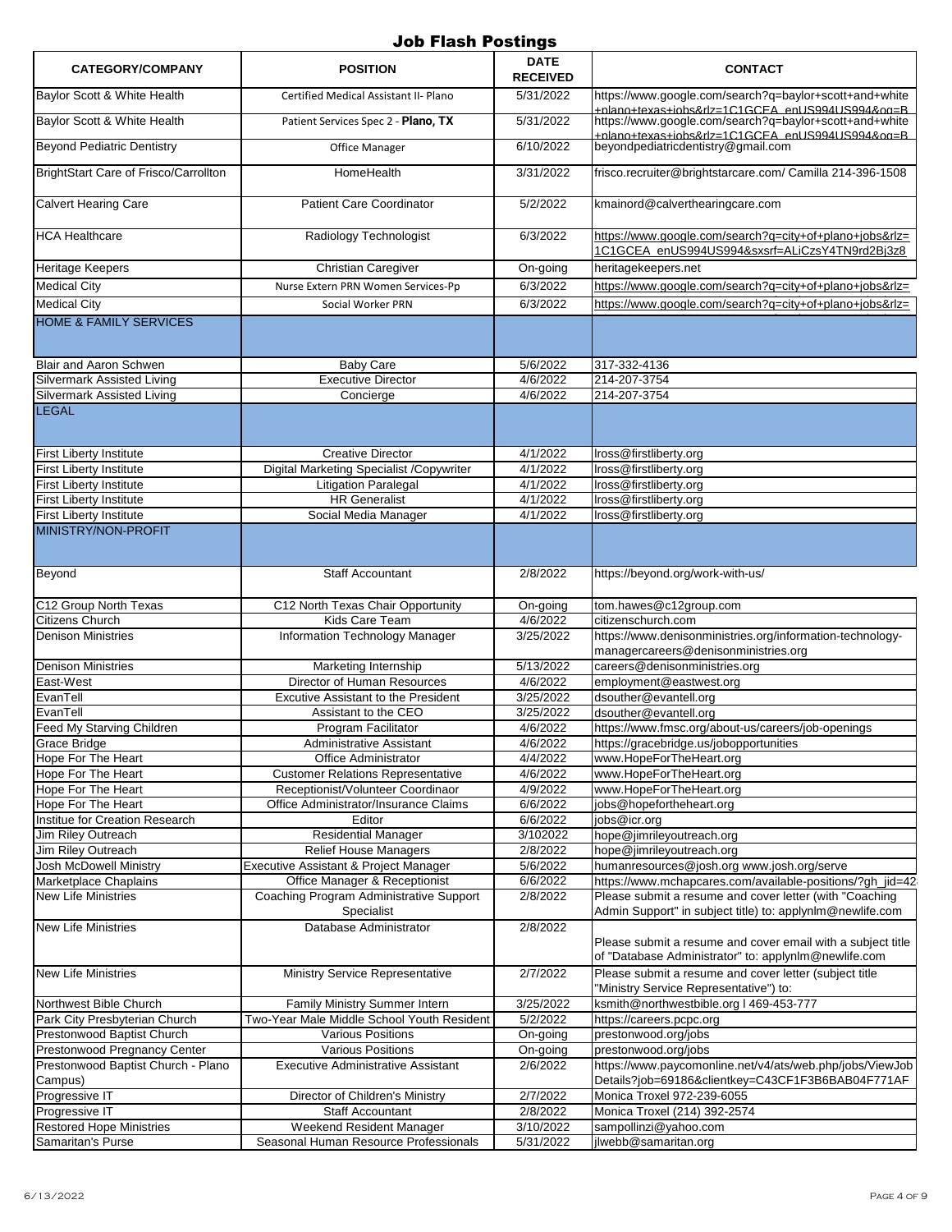# Job Flash Postings

| CATEGORY/COMPANY | POSITION | DATE RECEIVED | CONTACT |
|---|---|---|---|
| Baylor Scott & White Health | Certified Medical Assistant II- Plano | 5/31/2022 | https://www.google.com/search?q=baylor+scott+and+white+plano+texas+jobs&rlz=1C1GCEA_enUS994US994&oq=B |
| Baylor Scott & White Health | Patient Services Spec 2 - **Plano, TX** | 5/31/2022 | https://www.google.com/search?q=baylor+scott+and+white+plano+texas+jobs&rlz=1C1GCEA_enUS994US994&oq=B |
| Beyond Pediatric Dentistry | Office Manager | 6/10/2022 | beyondpediatricdentistry@gmail.com |
| BrightStart Care of Frisco/Carrollton | HomeHealth | 3/31/2022 | frisco.recruiter@brightstarcare.com/ Camilla 214-396-1508 |
| Calvert Hearing Care | Patient Care Coordinator | 5/2/2022 | kmainord@calverthearingcare.com |
| HCA Healthcare | Radiology Technologist | 6/3/2022 | https://www.google.com/search?q=city+of+plano+jobs&rlz=1C1GCEA_enUS994US994&sxsrf=ALiCzsY4TN9rd2Bj3z8 |
| Heritage Keepers | Christian Caregiver | On-going | heritagekeepers.net |
| Medical City | Nurse Extern PRN Women Services-Pp | 6/3/2022 | https://www.google.com/search?q=city+of+plano+jobs&rlz= |
| Medical City | Social Worker PRN | 6/3/2022 | https://www.google.com/search?q=city+of+plano+jobs&rlz= |
| **HOME & FAMILY SERVICES** | | | |
| Blair and Aaron Schwen | Baby Care | 5/6/2022 | 317-332-4136 |
| Silvermark Assisted Living | Executive Director | 4/6/2022 | 214-207-3754 |
| Silvermark Assisted Living | Concierge | 4/6/2022 | 214-207-3754 |
| **LEGAL** | | | |
| First Liberty Institute | Creative Director | 4/1/2022 | lross@firstliberty.org |
| First Liberty Institute | Digital Marketing Specialist /Copywriter | 4/1/2022 | lross@firstliberty.org |
| First Liberty Institute | Litigation Paralegal | 4/1/2022 | lross@firstliberty.org |
| First Liberty Institute | HR Generalist | 4/1/2022 | lross@firstliberty.org |
| First Liberty Institute | Social Media Manager | 4/1/2022 | lross@firstliberty.org |
| **MINISTRY/NON-PROFIT** | | | |
| Beyond | Staff Accountant | 2/8/2022 | https://beyond.org/work-with-us/ |
| C12 Group North Texas | C12 North Texas Chair Opportunity | On-going | tom.hawes@c12group.com |
| Citizens Church | Kids Care Team | 4/6/2022 | citizenschurch.com |
| Denison Ministries | Information Technology Manager | 3/25/2022 | https://www.denisonministries.org/information-technology-managercareers@denisonministries.org |
| Denison Ministries | Marketing Internship | 5/13/2022 | careers@denisonministries.org |
| East-West | Director of Human Resources | 4/6/2022 | employment@eastwest.org |
| EvanTell | Excutive Assistant to the President | 3/25/2022 | dsouther@evantell.org |
| EvanTell | Assistant to the CEO | 3/25/2022 | dsouther@evantell.org |
| Feed My Starving Children | Program Facilitator | 4/6/2022 | https://www.fmsc.org/about-us/careers/job-openings |
| Grace Bridge | Administrative Assistant | 4/6/2022 | https://gracebridge.us/jobopportunities |
| Hope For The Heart | Office Administrator | 4/4/2022 | www.HopeForTheHeart.org |
| Hope For The Heart | Customer Relations Representative | 4/6/2022 | www.HopeForTheHeart.org |
| Hope For The Heart | Receptionist/Volunteer Coordinaor | 4/9/2022 | www.HopeForTheHeart.org |
| Hope For The Heart | Office Administrator/Insurance Claims | 6/6/2022 | jobs@hopefortheheart.org |
| Institue for Creation Research | Editor | 6/6/2022 | jobs@icr.org |
| Jim Riley Outreach | Residential Manager | 3/102022 | hope@jimrileyoutreach.org |
| Jim Riley Outreach | Relief House Managers | 2/8/2022 | hope@jimrileyoutreach.org |
| Josh McDowell Ministry | Executive Assistant & Project Manager | 5/6/2022 | humanresources@josh.org www.josh.org/serve |
| Marketplace Chaplains | Office Manager & Receptionist | 6/6/2022 | https://www.mchapcares.com/available-positions/?gh_jid=42 |
| New Life Ministries | Coaching Program Administrative Support Specialist | 2/8/2022 | Please submit a resume and cover letter (with "Coaching Admin Support" in subject title) to: applynlm@newlife.com |
| New Life Ministries | Database Administrator | 2/8/2022 | Please submit a resume and cover email with a subject title of "Database Administrator" to: applynlm@newlife.com |
| New Life Ministries | Ministry Service Representative | 2/7/2022 | Please submit a resume and cover letter (subject title "Ministry Service Representative") to: |
| Northwest Bible Church | Family Ministry Summer Intern | 3/25/2022 | ksmith@northwestbible.org I 469-453-777 |
| Park City Presbyterian Church | Two-Year Male Middle School Youth Resident | 5/2/2022 | https://careers.pcpc.org |
| Prestonwood Baptist Church | Various Positions | On-going | prestonwood.org/jobs |
| Prestonwood Pregnancy Center | Various Positions | On-going | prestonwood.org/jobs |
| Prestonwood Baptist Church - Plano Campus) | Executive Administrative Assistant | 2/6/2022 | https://www.paycomonline.net/v4/ats/web.php/jobs/ViewJobDetails?job=69186&clientkey=C43CF1F3B6BAB04F771AF |
| Progressive IT | Director of Children's Ministry | 2/7/2022 | Monica Troxel 972-239-6055 |
| Progressive IT | Staff Accountant | 2/8/2022 | Monica Troxel (214) 392-2574 |
| Restored Hope Ministries | Weekend Resident Manager | 3/10/2022 | sampollinzi@yahoo.com |
| Samaritan's Purse | Seasonal Human Resource Professionals | 5/31/2022 | jlwebb@samaritan.org |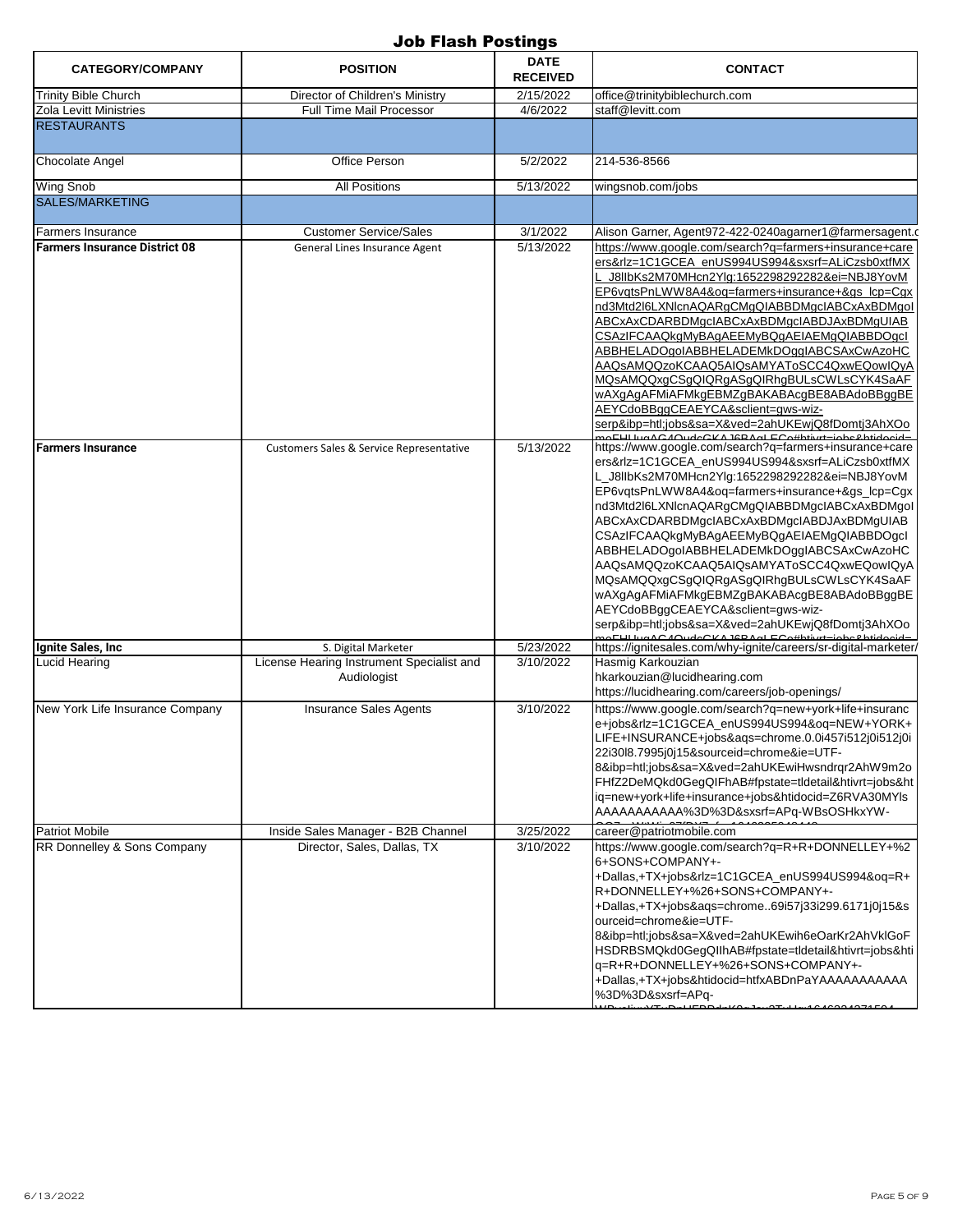# Job Flash Postings

| CATEGORY/COMPANY | POSITION | DATE RECEIVED | CONTACT |
|---|---|---|---|
| Trinity Bible Church | Director of Children's Ministry | 2/15/2022 | office@trinitybiblechurch.com |
| Zola Levitt Ministries | Full Time Mail Processor | 4/6/2022 | staff@levitt.com |
| RESTAURANTS | | | |
| Chocolate Angel | Office Person | 5/2/2022 | 214-536-8566 |
| Wing Snob | All Positions | 5/13/2022 | wingsnob.com/jobs |
| SALES/MARKETING | | | |
| Farmers Insurance | Customer Service/Sales | 3/1/2022 | Alison Garner, Agent972-422-0240agarner1@farmersagent.c |
| **Farmers Insurance District 08** | General Lines Insurance Agent | 5/13/2022 | https://www.google.com/search?q=farmers+insurance+careers&rlz=1C1GCEA_enUS994US994&sxsrf=ALiCzsb0xtfMXL_J8llbKs2M70MHcn2Ylg:1652298292282&ei=NBJ8YovMEP6vqtsPnLWW8A4&oq=farmers+insurance+&gs_lcp=Cgxnd3Mtd2l6LXNlcnAQARgCMgQIABBDMgcIABCxAxBDMgoIABCxAxCDARBDMgcIABCxAxBDMgcIABDJAxBDMgUIABCSAzIFCAAQkgMyBAgAEEMyBQgAEIAEMgQIABBDOgcIABBHELADOgoIABBHELADEMkDOggIABCSAxCwAzoHCAAQsAMQQzoKCAAQ5AIQsAMYAToSCC4QxwEQowIQyAMQsAMQQxgCSgQIQRgASgQIRhgBULsCWLsCYK4SaAFwAXgAgAFMiAFMkgEBMZgBAKABAcgBE8ABAdoBBggBEAEYCdoBBggCEAEYCA&sclient=gws-wiz-serp&ibp=htl;jobs&sa=X&ved=2ahUKEwjQ8fDomtj3AhXOomFHUugAC4QudcGKAJ6BAgLECo#htivrt=jobs&htidocid= |
| **Farmers Insurance** | Customers Sales & Service Representative | 5/13/2022 | https://www.google.com/search?q=farmers+insurance+careers&rlz=1C1GCEA_enUS994US994&sxsrf=ALiCzsb0xtfMXL_J8llbKs2M70MHcn2Ylg:1652298292282&ei=NBJ8YovMEP6vqtsPnLWW8A4&oq=farmers+insurance+&gs_lcp=Cgxnd3Mtd2l6LXNlcnAQARgCMgQIABBDMgcIABCxAxBDMgoIABCxAxCDARBDMgcIABCxAxBDMgcIABDJAxBDMgUIABCSAzIFCAAQkgMyBAgAEEMyBQgAEIAEMgQIABBDOgcIABBHELADOgoIABBHELADEMkDOggIABCSAxCwAzoHCAAQsAMQQzoKCAAQ5AIQsAMYAToSCC4QxwEQowIQyAMQsAMQQxgCSgQIQRgASgQIRhgBULsCWLsCYK4SaAFwAXgAgAFMiAFMkgEBMZgBAKABAcgBE8ABAdoBBggBEAEYCdoBBggCEAEYCA&sclient=gws-wiz-serp&ibp=htl;jobs&sa=X&ved=2ahUKEwjQ8fDomtj3AhXOomFHUugAC4QudcGKAJ6BAgLECo#htivrt=jobs&htidocid= |
| **Ignite Sales, Inc** | S. Digital Marketer | 5/23/2022 | https://ignitesales.com/why-ignite/careers/sr-digital-marketer/ |
| Lucid Hearing | License Hearing Instrument Specialist and Audiologist | 3/10/2022 | Hasmig Karkouzian<br>hkarkouzian@lucidhearing.com<br>https://lucidhearing.com/careers/job-openings/ |
| New York Life Insurance Company | Insurance Sales Agents | 3/10/2022 | https://www.google.com/search?q=new+york+life+insurance+jobs&rlz=1C1GCEA_enUS994US994&oq=NEW+YORK+LIFE+INSURANCE+jobs&aqs=chrome.0.0i457i512j0i512j0i22i30l8.7995j0j15&sourceid=chrome&ie=UTF-8&ibp=htl;jobs&sa=X&ved=2ahUKEwiHwsndrqr2AhW9m2oFHfZ2DeMQkd0GegQIFhAB#fpstate=tldetail&htivrt=jobs&htiq=new+york+life+insurance+jobs&htidocid=Z6RVA30MYlsAAAAAAAAAAA%3D%3D&sxsrf=APq-WBsOSHkxYW- |
| Patriot Mobile | Inside Sales Manager - B2B Channel | 3/25/2022 | career@patriotmobile.com |
| RR Donnelley & Sons Company | Director, Sales, Dallas, TX | 3/10/2022 | https://www.google.com/search?q=R+R+DONNELLEY+%26+SONS+COMPANY+-+Dallas,+TX+jobs&rlz=1C1GCEA_enUS994US994&oq=R+R+DONNELLEY+%26+SONS+COMPANY+-+Dallas,+TX+jobs&aqs=chrome..69i57j33i299.6171j0j15&sourceid=chrome&ie=UTF-8&ibp=htl;jobs&sa=X&ved=2ahUKEwih6eOarKr2AhVklGoFHSDRBSMQkd0GegQIlhAB#fpstate=tldetail&htivrt=jobs&htiq=R+R+DONNELLEY+%26+SONS+COMPANY+-+Dallas,+TX+jobs&htidocid=htfxABDnPaYAAAAAAAAAAA%3D%3D&sxsrf=APq- |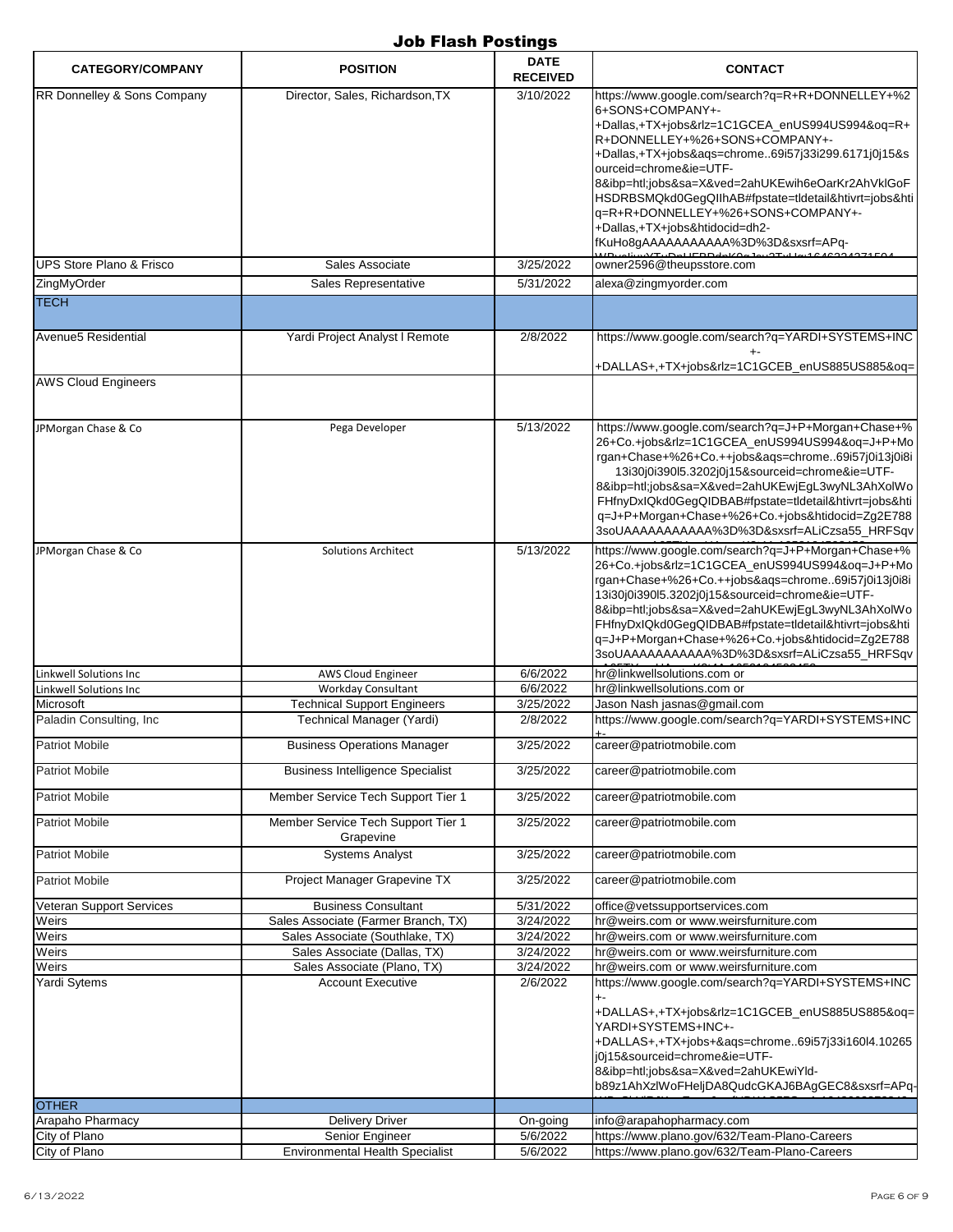# Job Flash Postings

| CATEGORY/COMPANY | POSITION | DATE RECEIVED | CONTACT |
|---|---|---|---|
| RR Donnelley & Sons Company | Director, Sales, Richardson,TX | 3/10/2022 | https://www.google.com/search?q=R+R+DONNELLEY+%26+SONS+COMPANY+-+Dallas,+TX+jobs&rlz=1C1GCEA_enUS994US994&oq=R+R+DONNELLEY+%26+SONS+COMPANY+-+Dallas,+TX+jobs&aqs=chrome..69i57j33i299.6171j0j15&sourceid=chrome&ie=UTF-8&ibp=htl;jobs&sa=X&ved=2ahUKEwih6eOarKr2AhVklGoFHSDRBSMQkd0GegQIIhAB#fpstate=tldetail&htivrt=jobs&htiq=R+R+DONNELLEY+%26+SONS+COMPANY+-+Dallas,+TX+jobs&htidocid=dh2-fKuHo8gAAAAAAAAAAA%3D%3D&sxsrf=APq- |
| UPS Store Plano & Frisco | Sales Associate | 3/25/2022 | owner2596@theupsstore.com |
| ZingMyOrder | Sales Representative | 5/31/2022 | alexa@zingmyorder.com |
| TECH | | | |
| Avenue5 Residential | Yardi Project Analyst I Remote | 2/8/2022 | https://www.google.com/search?q=YARDI+SYSTEMS+INC+-+DALLAS+,+TX+jobs&rlz=1C1GCEB_enUS885US885&oq= |
| AWS Cloud Engineers | | | |
| JPMorgan Chase & Co | Pega Developer | 5/13/2022 | https://www.google.com/search?q=J+P+Morgan+Chase+%26+Co.+jobs&rlz=1C1GCEA_enUS994US994&oq=J+P+Morgan+Chase+%26+Co.++jobs&aqs=chrome..69i57j0i13j0i8i13i30j0i390l5.3202j0j15&sourceid=chrome&ie=UTF-8&ibp=htl;jobs&sa=X&ved=2ahUKEwjEgL3wyNL3AhXolWoFHfnyDxIQkd0GegQIDBAB#fpstate=tldetail&htivrt=jobs&htiq=J+P+Morgan+Chase+%26+Co.+jobs&htidocid=Zg2E7883soUAAAAAAAAAAA%3D%3D&sxsrf=ALiCzsa55_HRFSqv |
| JPMorgan Chase & Co | Solutions Architect | 5/13/2022 | https://www.google.com/search?q=J+P+Morgan+Chase+%26+Co.+jobs&rlz=1C1GCEA_enUS994US994&oq=J+P+Morgan+Chase+%26+Co.++jobs&aqs=chrome..69i57j0i13j0i8i13i30j0i390l5.3202j0j15&sourceid=chrome&ie=UTF-8&ibp=htl;jobs&sa=X&ved=2ahUKEwjEgL3wyNL3AhXolWoFHfnyDxIQkd0GegQIDBAB#fpstate=tldetail&htivrt=jobs&htiq=J+P+Morgan+Chase+%26+Co.+jobs&htidocid=Zg2E7883soUAAAAAAAAAAA%3D%3D&sxsrf=ALiCzsa55_HRFSqv |
| Linkwell Solutions Inc | AWS Cloud Engineer | 6/6/2022 | hr@linkwellsolutions.com or |
| Linkwell Solutions Inc | Workday Consultant | 6/6/2022 | hr@linkwellsolutions.com or |
| Microsoft | Technical Support Engineers | 3/25/2022 | Jason Nash jasnas@gmail.com |
| Paladin Consulting, Inc | Technical Manager (Yardi) | 2/8/2022 | https://www.google.com/search?q=YARDI+SYSTEMS+INC+- |
| Patriot Mobile | Business Operations Manager | 3/25/2022 | career@patriotmobile.com |
| Patriot Mobile | Business Intelligence Specialist | 3/25/2022 | career@patriotmobile.com |
| Patriot Mobile | Member Service Tech Support Tier 1 | 3/25/2022 | career@patriotmobile.com |
| Patriot Mobile | Member Service Tech Support Tier 1 Grapevine | 3/25/2022 | career@patriotmobile.com |
| Patriot Mobile | Systems Analyst | 3/25/2022 | career@patriotmobile.com |
| Patriot Mobile | Project Manager Grapevine TX | 3/25/2022 | career@patriotmobile.com |
| Veteran Support Services | Business Consultant | 5/31/2022 | office@vetssupportservices.com |
| Weirs | Sales Associate (Farmer Branch, TX) | 3/24/2022 | hr@weirs.com or www.weirsfurniture.com |
| Weirs | Sales Associate (Southlake, TX) | 3/24/2022 | hr@weirs.com or www.weirsfurniture.com |
| Weirs | Sales Associate (Dallas, TX) | 3/24/2022 | hr@weirs.com or www.weirsfurniture.com |
| Weirs | Sales Associate (Plano, TX) | 3/24/2022 | hr@weirs.com or www.weirsfurniture.com |
| Yardi Sytems | Account Executive | 2/6/2022 | https://www.google.com/search?q=YARDI+SYSTEMS+INC+-+DALLAS+,+TX+jobs&rlz=1C1GCEB_enUS885US885&oq=YARDI+SYSTEMS+INC+-+DALLAS+,+TX+jobs+&aqs=chrome..69i57j33i160l4.10265j0j15&sourceid=chrome&ie=UTF-8&ibp=htl;jobs&sa=X&ved=2ahUKEwiYld-b89z1AhXzlWoFHeljDA8QudcGKAJ6BAgGEC8&sxsrf=APq- |
| OTHER | | | |
| Arapaho Pharmacy | Delivery Driver | On-going | info@arapahopharmacy.com |
| City of Plano | Senior Engineer | 5/6/2022 | https://www.plano.gov/632/Team-Plano-Careers |
| City of Plano | Environmental Health Specialist | 5/6/2022 | https://www.plano.gov/632/Team-Plano-Careers |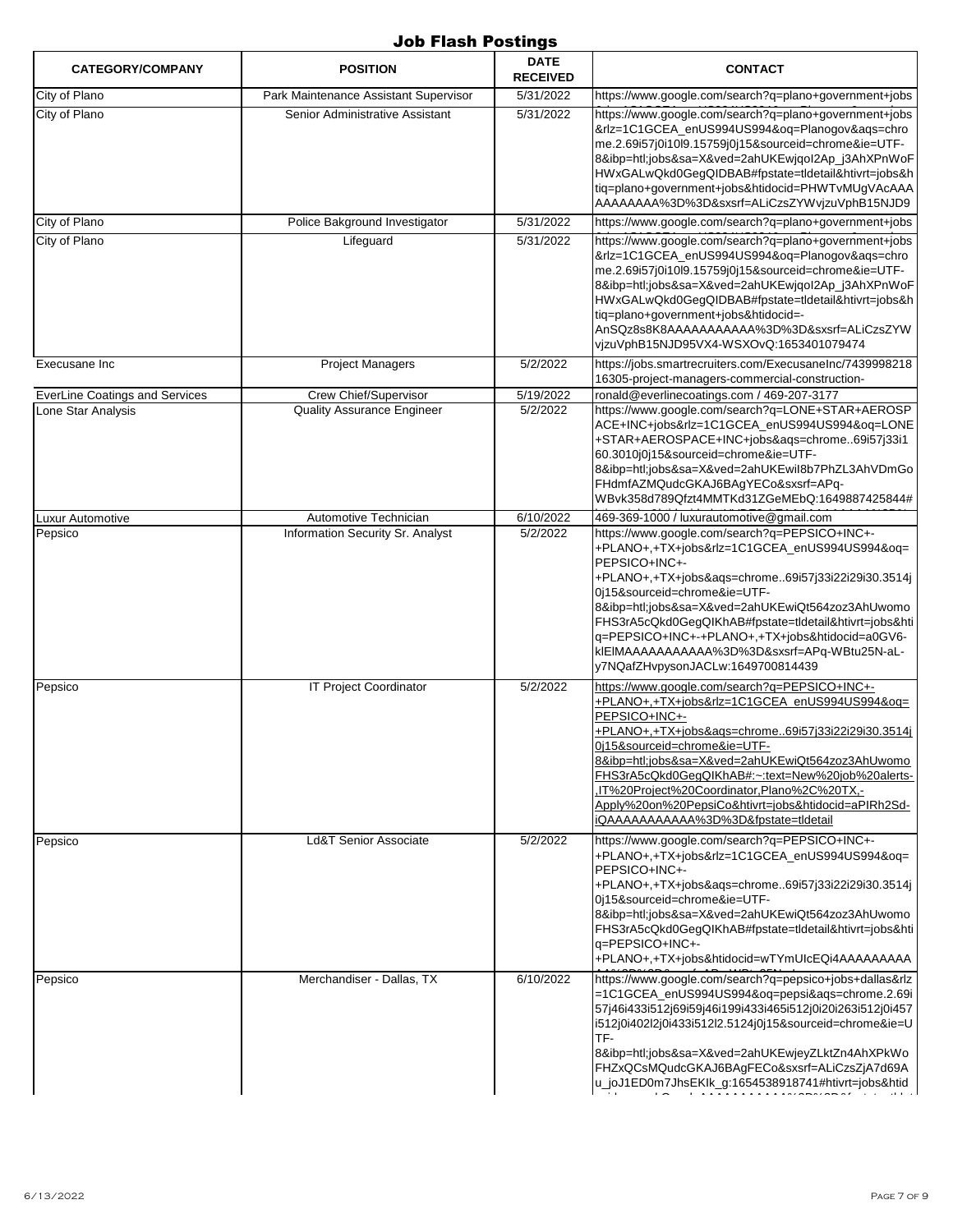# Job Flash Postings

| CATEGORY/COMPANY | POSITION | DATE RECEIVED | CONTACT |
|---|---|---|---|
| City of Plano | Park Maintenance Assistant Supervisor | 5/31/2022 | https://www.google.com/search?q=plano+government+jobs |
| City of Plano | Senior Administrative Assistant | 5/31/2022 | https://www.google.com/search?q=plano+government+jobs&rlz=1C1GCEA_enUS994US994&oq=Planogov&aqs=chrome.2.69i57j0i10l9.15759j0j15&sourceid=chrome&ie=UTF-8&ibp=htl;jobs&sa=X&ved=2ahUKEwjqoI2Ap_j3AhXPnWoFHWxGALwQkd0GegQIDBAB#fpstate=tldetail&htivrt=jobs&htiq=plano+government+jobs&htidocid=PHWTvMUgVAcAAAAAAAAAAA%3D%3D&sxsrf=ALiCzsZYWvjzuVphB15NJD9 |
| City of Plano | Police Bakground Investigator | 5/31/2022 | https://www.google.com/search?q=plano+government+jobs |
| City of Plano | Lifeguard | 5/31/2022 | https://www.google.com/search?q=plano+government+jobs&rlz=1C1GCEA_enUS994US994&oq=Planogov&aqs=chrome.2.69i57j0i10l9.15759j0j15&sourceid=chrome&ie=UTF-8&ibp=htl;jobs&sa=X&ved=2ahUKEwjqoI2Ap_j3AhXPnWoFHWxGALwQkd0GegQIDBAB#fpstate=tldetail&htivrt=jobs&htiq=plano+government+jobs&htidocid=-AnSQz8s8K8AAAAAAAAAAA%3D%3D&sxsrf=ALiCzsZYWvjzuVphB15NJD95VX4-WSXOvQ:1653401079474 |
| Execusane Inc | Project Managers | 5/2/2022 | https://jobs.smartrecruiters.com/ExecusaneInc/743999821816305-project-managers-commercial-construction- |
| EverLine Coatings and Services | Crew Chief/Supervisor | 5/19/2022 | ronald@everlinecoatings.com / 469-207-3177 |
| Lone Star Analysis | Quality Assurance Engineer | 5/2/2022 | https://www.google.com/search?q=LONE+STAR+AEROSPACE+INC+jobs&rlz=1C1GCEA_enUS994US994&oq=LONE+STAR+AEROSPACE+INC+jobs&aqs=chrome..69i57j33i160.3010j0j15&sourceid=chrome&ie=UTF-8&ibp=htl;jobs&sa=X&ved=2ahUKEwiI8b7PhZL3AhVDmGoFHdmfAZMQudcGKAJ6BAgYECo&sxsrf=APq-WBvk358d789Qfzt4MMTKd31ZGeMEbQ:1649887425844# |
| Luxur Automotive | Automotive Technician | 6/10/2022 | 469-369-1000 / luxurautomotive@gmail.com |
| Pepsico | Information Security Sr. Analyst | 5/2/2022 | https://www.google.com/search?q=PEPSICO+INC+-+PLANO+,+TX+jobs&rlz=1C1GCEA_enUS994US994&oq=PEPSICO+INC+-+PLANO+,+TX+jobs&aqs=chrome..69i57j33i22i29i30.3514j0j15&sourceid=chrome&ie=UTF-8&ibp=htl;jobs&sa=X&ved=2ahUKEwiQt564zoz3AhUwomoFHS3rA5cQkd0GegQIKhAB#fpstate=tldetail&htivrt=jobs&htiq=PEPSICO+INC+-+PLANO+,+TX+jobs&htidocid=a0GV6-klElMAAAAAAAAAAA%3D%3D&sxsrf=APq-WBtu25N-aL-y7NQafZHvpysonJACLw:1649700814439 |
| Pepsico | IT Project Coordinator | 5/2/2022 | https://www.google.com/search?q=PEPSICO+INC+-+PLANO+,+TX+jobs&rlz=1C1GCEA_enUS994US994&oq=PEPSICO+INC+-+PLANO+,+TX+jobs&aqs=chrome..69i57j33i22i29i30.3514j0j15&sourceid=chrome&ie=UTF-8&ibp=htl;jobs&sa=X&ved=2ahUKEwiQt564zoz3AhUwomoFHS3rA5cQkd0GegQIKhAB#:~:text=New%20job%20alerts-,IT%20Project%20Coordinator,Plano%2C%20TX,-Apply%20on%20PepsiCo&htivrt=jobs&htidocid=aPIRh2Sd-iQAAAAAAAAAAA%3D%3D&fpstate=tldetail |
| Pepsico | Ld&T Senior Associate | 5/2/2022 | https://www.google.com/search?q=PEPSICO+INC+-+PLANO+,+TX+jobs&rlz=1C1GCEA_enUS994US994&oq=PEPSICO+INC+-+PLANO+,+TX+jobs&aqs=chrome..69i57j33i22i29i30.3514j0j15&sourceid=chrome&ie=UTF-8&ibp=htl;jobs&sa=X&ved=2ahUKEwiQt564zoz3AhUwomoFHS3rA5cQkd0GegQIKhAB#fpstate=tldetail&htivrt=jobs&htiq=PEPSICO+INC+-+PLANO+,+TX+jobs&htidocid=wTYmUIcEQi4AAAAAAAAA |
| Pepsico | Merchandiser - Dallas, TX | 6/10/2022 | https://www.google.com/search?q=pepsico+jobs+dallas&rlz=1C1GCEA_enUS994US994&oq=pepsi&aqs=chrome.2.69i57j46i433i512j69i59j46i199i433i465i512j0i20i263i512j0i457i512j0i402l2j0i433i512l2.5124j0j15&sourceid=chrome&ie=UTF-8&ibp=htl;jobs&sa=X&ved=2ahUKEwjeyZLktZn4AhXPkWoFHZxQCsMQudcGKAJ6BAgFECo&sxsrf=ALiCzsZjA7d69Au_joJ1ED0m7JhsEKIk_g:1654538918741#htivrt=jobs&htid |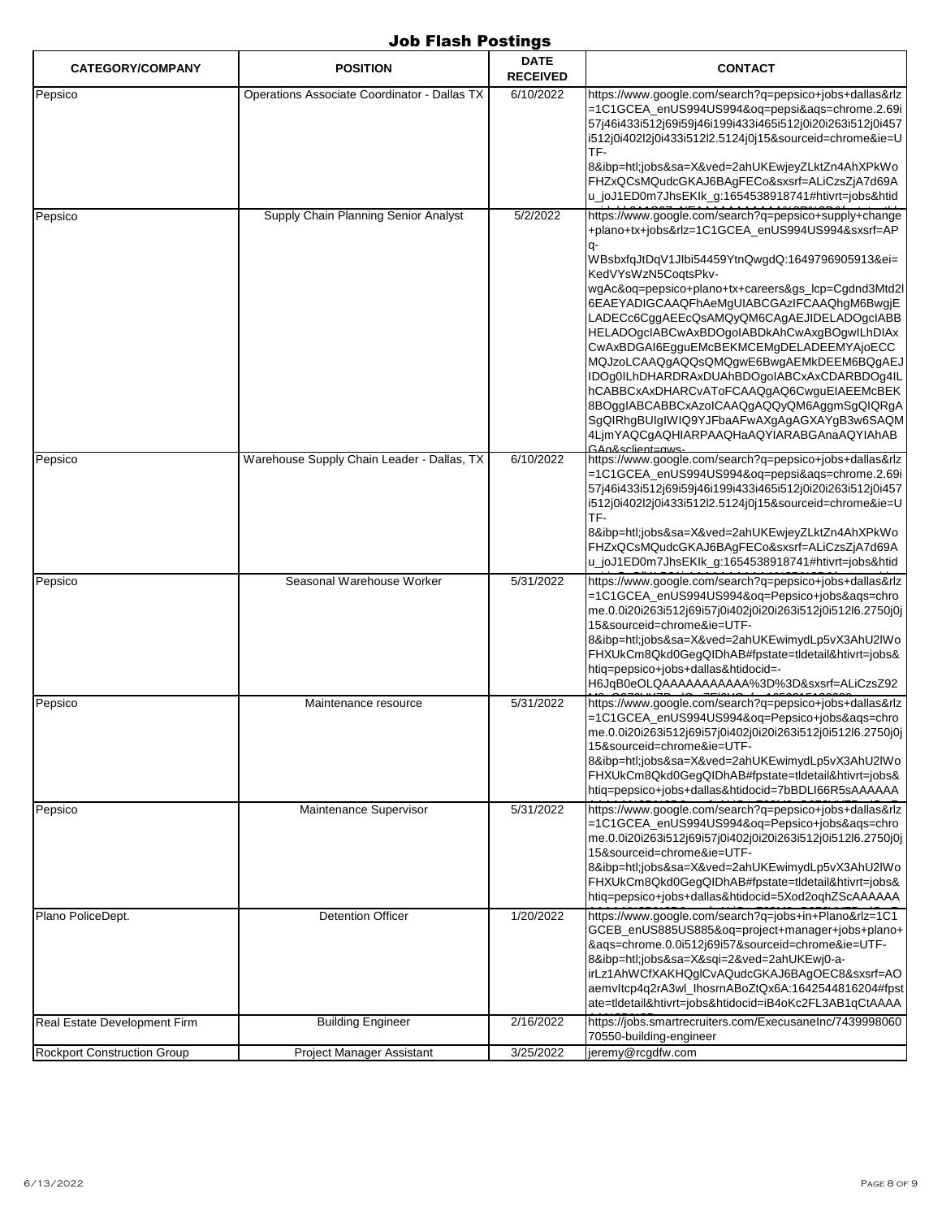# Job Flash Postings

| CATEGORY/COMPANY | POSITION | DATE RECEIVED | CONTACT |
|---|---|---|---|
| Pepsico | Operations Associate Coordinator - Dallas TX | 6/10/2022 | https://www.google.com/search?q=pepsico+jobs+dallas&rlz=1C1GCEA_enUS994US994&oq=pepsi&aqs=chrome.2.69i57j46i433i512j69i59j46i199i433i465i512j0i20i263i512j0i457i512j0i402l2j0i433i512l2.5124j0j15&sourceid=chrome&ie=UTF-8&ibp=htl;jobs&sa=X&ved=2ahUKEwjeyZLktZn4AhXPkWoFHZxQCsMQudcGKAJ6BAgFECo&sxsrf=ALiCzsZjA7d69Au_joJ1ED0m7JhsEKIk_g:1654538918741#htivrt=jobs&htid |
| Pepsico | Supply Chain Planning Senior Analyst | 5/2/2022 | https://www.google.com/search?q=pepsico+supply+change+plano+tx+jobs&rlz=1C1GCEA_enUS994US994&sxsrf=APq-WBsbxfqJtDqV1JIbi54459YtnQwgdQ:1649796905913&ei=KedVYsWzN5CoqtsPkv-wgAc&oq=pepsico+plano+tx+careers&gs_lcp=Cgdnd3Mtd2l6EAEYADIGCAAQFhAeMgUIABCGAzIFCAAQhgM6BwgjELADECc6CggAEEcQsAMQyQM6CAgAEJIDELADOgcIABBHELADOgcIABCwAxBDOgoIABDkAhCwAxgBOgwILhDIAxCwAxBDGAI6EgguEMcBEKMCEMgDELADEEMYAjoECCMQJzoLCAAQgAQQsQMQgwE6BwgAEMkDEEM6BQgAEJIDOg0ILhDHARDRAxDUAhBDOgoIABCxAxCDARBDOg4ILhCABBCxAxDHARCvAToFCAAQgAQ6CwguEIAEEMcBEK8BOggIABCABBCxAzoICAAQgAQQyQM6AggmSgQIQRgASgQIRhgBUIgIWIQ9YJFbaAFwAXgAgAGXAYgB3w6SAQM4LjmYAQCgAQHIARPAAQHaAQYIARABGAnaAQYIAhAB GAg&sclient=gws- |
| Pepsico | Warehouse Supply Chain Leader - Dallas, TX | 6/10/2022 | https://www.google.com/search?q=pepsico+jobs+dallas&rlz=1C1GCEA_enUS994US994&oq=pepsi&aqs=chrome.2.69i57j46i433i512j69i59j46i199i433i465i512j0i20i263i512j0i457i512j0i402l2j0i433i512l2.5124j0j15&sourceid=chrome&ie=UTF-8&ibp=htl;jobs&sa=X&ved=2ahUKEwjeyZLktZn4AhXPkWoFHZxQCsMQudcGKAJ6BAgFECo&sxsrf=ALiCzsZjA7d69Au_joJ1ED0m7JhsEKIk_g:1654538918741#htivrt=jobs&htid |
| Pepsico | Seasonal Warehouse Worker | 5/31/2022 | https://www.google.com/search?q=pepsico+jobs+dallas&rlz=1C1GCEA_enUS994US994&oq=Pepsico+jobs&aqs=chrome.0.0i20i263i512j69i57j0i402j0i20i263i512j0i512l6.2750j0j15&sourceid=chrome&ie=UTF-8&ibp=htl;jobs&sa=X&ved=2ahUKEwimydLp5vX3AhU2lWoFHXUkCm8Qkd0GegQIDhAB#fpstate=tldetail&htivrt=jobs&htiq=pepsico+jobs+dallas&htidocid=-H6JqB0eOLQAAAAAAAAAAA%3D%3D&sxsrf=ALiCzsZ92 |
| Pepsico | Maintenance resource | 5/31/2022 | https://www.google.com/search?q=pepsico+jobs+dallas&rlz=1C1GCEA_enUS994US994&oq=Pepsico+jobs&aqs=chrome.0.0i20i263i512j69i57j0i402j0i20i263i512j0i512l6.2750j0j15&sourceid=chrome&ie=UTF-8&ibp=htl;jobs&sa=X&ved=2ahUKEwimydLp5vX3AhU2lWoFHXUkCm8Qkd0GegQIDhAB#fpstate=tldetail&htivrt=jobs&htiq=pepsico+jobs+dallas&htidocid=7bBDLI66R5sAAAAAA |
| Pepsico | Maintenance Supervisor | 5/31/2022 | https://www.google.com/search?q=pepsico+jobs+dallas&rlz=1C1GCEA_enUS994US994&oq=Pepsico+jobs&aqs=chrome.0.0i20i263i512j69i57j0i402j0i20i263i512j0i512l6.2750j0j15&sourceid=chrome&ie=UTF-8&ibp=htl;jobs&sa=X&ved=2ahUKEwimydLp5vX3AhU2lWoFHXUkCm8Qkd0GegQIDhAB#fpstate=tldetail&htivrt=jobs&htiq=pepsico+jobs+dallas&htidocid=5Xod2oqhZScAAAAAA |
| Plano PoliceDept. | Detention Officer | 1/20/2022 | https://www.google.com/search?q=jobs+in+Plano&rlz=1C1GCEB_enUS885US885&oq=project+manager+jobs+plano+&aqs=chrome.0.0i512j69i57&sourceid=chrome&ie=UTF-8&ibp=htl;jobs&sa=X&sqi=2&ved=2ahUKEwj0-a-irLz1AhWCfXAKHQglCvAQudcGKAJ6BAgOEC8&sxsrf=AOaemvItcp4q2rA3wl_IhosrnABoZtQx6A:1642544816204#fpstate=tldetail&htivrt=jobs&htidocid=iB4oKc2FL3AB1qCtAAAA |
| Real Estate Development Firm | Building Engineer | 2/16/2022 | https://jobs.smartrecruiters.com/ExecusaneInc/743999806070550-building-engineer |
| Rockport Construction Group | Project Manager Assistant | 3/25/2022 | jeremy@rcgdfw.com |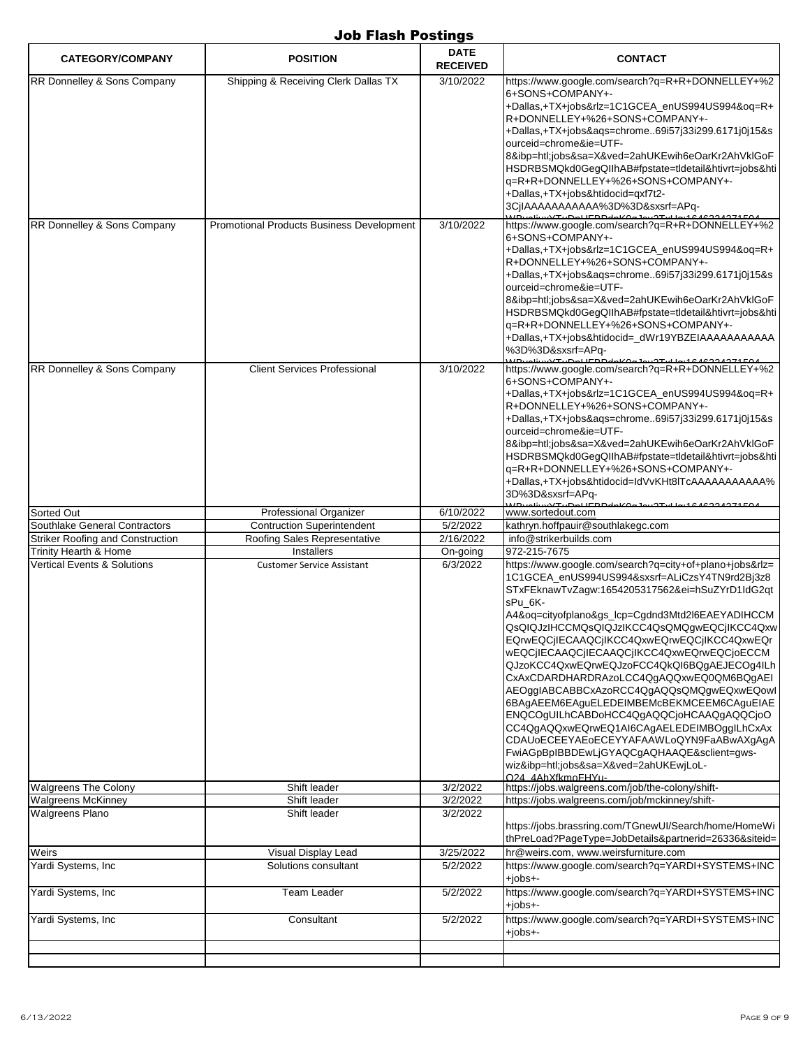# Job Flash Postings

| CATEGORY/COMPANY | POSITION | DATE RECEIVED | CONTACT |
|---|---|---|---|
| RR Donnelley & Sons Company | Shipping & Receiving Clerk Dallas TX | 3/10/2022 | https://www.google.com/search?q=R+R+DONNELLEY+%26+SONS+COMPANY+-+Dallas,+TX+jobs&rlz=1C1GCEA_enUS994US994&oq=R+R+DONNELLEY+%26+SONS+COMPANY+-+Dallas,+TX+jobs&aqs=chrome..69i57j33i299.6171j0j15&sourceid=chrome&ie=UTF-8&ibp=htl;jobs&sa=X&ved=2ahUKEwih6eOarKr2AhVklGoFHSDRBSMQkd0GegQIIhAB#fpstate=tldetail&htivrt=jobs&htiq=R+R+DONNELLEY+%26+SONS+COMPANY+-+Dallas,+TX+jobs&htidocid=qxf7t2-3CjIAAAAAAAAAAA%3D%3D&sxsrf=APq- |
| RR Donnelley & Sons Company | Promotional Products Business Development | 3/10/2022 | https://www.google.com/search?q=R+R+DONNELLEY+%26+SONS+COMPANY+-+Dallas,+TX+jobs&rlz=1C1GCEA_enUS994US994&oq=R+R+DONNELLEY+%26+SONS+COMPANY+-+Dallas,+TX+jobs&aqs=chrome..69i57j33i299.6171j0j15&sourceid=chrome&ie=UTF-8&ibp=htl;jobs&sa=X&ved=2ahUKEwih6eOarKr2AhVklGoFHSDRBSMQkd0GegQIIhAB#fpstate=tldetail&htivrt=jobs&htiq=R+R+DONNELLEY+%26+SONS+COMPANY+-+Dallas,+TX+jobs&htidocid=_dWr19YBZEIAAAAAAAAAAA%3D%3D&sxsrf=APq- |
| RR Donnelley & Sons Company | Client Services Professional | 3/10/2022 | https://www.google.com/search?q=R+R+DONNELLEY+%26+SONS+COMPANY+-+Dallas,+TX+jobs&rlz=1C1GCEA_enUS994US994&oq=R+R+DONNELLEY+%26+SONS+COMPANY+-+Dallas,+TX+jobs&aqs=chrome..69i57j33i299.6171j0j15&sourceid=chrome&ie=UTF-8&ibp=htl;jobs&sa=X&ved=2ahUKEwih6eOarKr2AhVklGoFHSDRBSMQkd0GegQIIhAB#fpstate=tldetail&htivrt=jobs&htiq=R+R+DONNELLEY+%26+SONS+COMPANY+-+Dallas,+TX+jobs&htidocid=IdVvKHt8lTcAAAAAAAAAAA%3D%3D&sxsrf=APq- |
| Sorted Out | Professional Organizer | 6/10/2022 | www.sortedout.com |
| Southlake General Contractors | Contruction Superintendent | 5/2/2022 | kathryn.hoffpauir@southlakegc.com |
| Striker Roofing and Construction | Roofing Sales Representative | 2/16/2022 | info@strikerbuilds.com |
| Trinity Hearth & Home | Installers | On-going | 972-215-7675 |
| Vertical Events & Solutions | Customer Service Assistant | 6/3/2022 | https://www.google.com/search?q=city+of+plano+jobs&rlz=1C1GCEA_enUS994US994&sxsrf=ALiCzsY4TN9rd2Bj3z8STxFEknawTvZagw:1654205317562&ei=hSuZYrD1IdG2qtsPu_6K-A4&oq=cityofplano&gs_lcp=Cgdnd3Mtd2l6EAEYADIHCCMQsQIQJzIHCCMQsQIQJzIKCC4QsQMQgwEQCjIKCC4QxwEQrwEQCjIECAAQCjIKCC4QxwEQrwEQCjIKCC4QxwEQrwEQCjIECAAQCjIECAAQCjIKCC4QxwEQrwEQCjoECCMQJzoKCC4QxwEQrwEQJzoFCC4QkQI6BQgAEJECOg4ILhCxAxCDARDHARDRAzoLCC4QgAQQxwEQ0QM6BQgAEIAEOggIABCABBCxAzoRCC4QgAQQsQMQgwEQxwEQowI6BAgAEEM6EAguELEDEIMBEMcBEKMCEEM6CAguEIAEENQCOgUILhCABDoHCC4QgAQQCjoHCAAQgAQQCjoOCC4QgAQQxwEQrwEQ1AI6CAgAELEDEIMBOggILhCxAxCDAUoECEEYAEoECEYYAFAAWLoQYN9FaABwAXgAgAFwiAGpBpIBBDEwLjGYAQCgAQHAAQE&sclient=gws-wiz&ibp=htl;jobs&sa=X&ved=2ahUKEwjLoL-O24_4AhXfkmoFHYu- |
| Walgreens The Colony | Shift leader | 3/2/2022 | https://jobs.walgreens.com/job/the-colony/shift- |
| Walgreens McKinney | Shift leader | 3/2/2022 | https://jobs.walgreens.com/job/mckinney/shift- |
| Walgreens Plano | Shift leader | 3/2/2022 | https://jobs.brassring.com/TGnewUI/Search/home/HomeWithPreLoad?PageType=JobDetails&partnerid=26336&siteid= |
| Weirs | Visual Display Lead | 3/25/2022 | hr@weirs.com, www.weirsfurniture.com |
| Yardi Systems, Inc | Solutions consultant | 5/2/2022 | https://www.google.com/search?q=YARDI+SYSTEMS+INC+jobs+- |
| Yardi Systems, Inc | Team Leader | 5/2/2022 | https://www.google.com/search?q=YARDI+SYSTEMS+INC+jobs+- |
| Yardi Systems, Inc | Consultant | 5/2/2022 | https://www.google.com/search?q=YARDI+SYSTEMS+INC+jobs+- |
| | | | |
| | | | |